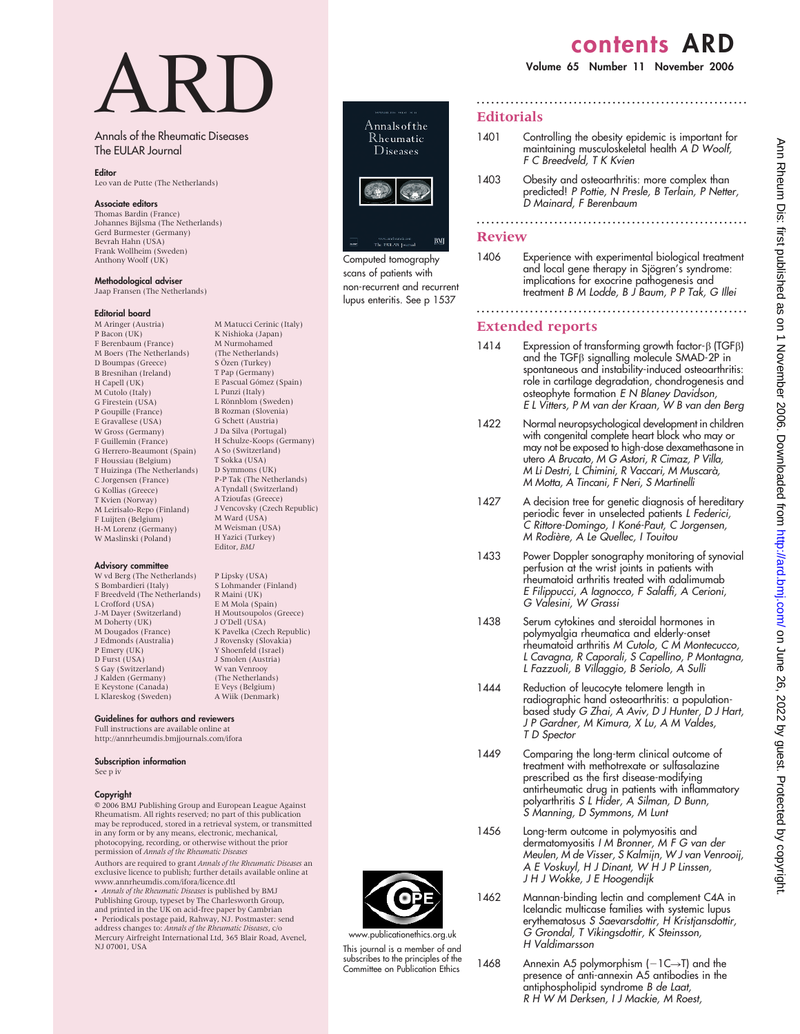# ARD

Annals of the Rheumatic Diseases
The EULAR Journal

**Editor**
Leo van de Putte (The Netherlands)

**Associate editors**
Thomas Bardin (France)
Johannes Bijlsma (The Netherlands)
Gerd Burmester (Germany)
Bevrah Hahn (USA)
Frank Wollheim (Sweden)
Anthony Woolf (UK)

**Methodological adviser**
Jaap Fransen (The Netherlands)

**Editorial board**
M Aringer (Austria)
P Bacon (UK)
F Berenbaum (France)
M Boers (The Netherlands)
D Boumpas (Greece)
B Bresnihan (Ireland)
H Capell (UK)
M Cutolo (Italy)
G Firestein (USA)
P Goupille (France)
E Gravallese (USA)
W Gross (Germany)
F Guillemin (France)
G Herrero-Beaumont (Spain)
F Houssiau (Belgium)
T Huizinga (The Netherlands)
C Jorgensen (France)
G Kollias (Greece)
T Kvien (Norway)
M Leirisalo-Repo (Finland)
F Luijten (Belgium)
H-M Lorenz (Germany)
W Maslinski (Poland)
M Matucci Cerinic (Italy)
K Nishioka (Japan)
M Nurmohamed (The Netherlands)
S Özen (Turkey)
T Pap (Germany)
E Pascual Gómez (Spain)
L Punzi (Italy)
L Rönnblom (Sweden)
B Rozman (Slovenia)
G Schett (Austria)
J Da Silva (Portugal)
H Schulze-Koops (Germany)
A So (Switzerland)
T Sokka (USA)
D Symmons (UK)
P-P Tak (The Netherlands)
A Tyndall (Switzerland)
A Tzioufas (Greece)
J Vencovsky (Czech Republic)
M Ward (USA)
M Weisman (USA)
H Yazici (Turkey)
Editor, *BMJ*

**Advisory committee**
W vd Berg (The Netherlands)
S Bombardieri (Italy)
F Breedveld (The Netherlands)
L Crofford (USA)
J-M Dayer (Switzerland)
M Doherty (UK)
M Dougados (France)
J Edmonds (Australia)
P Emery (UK)
D Furst (USA)
S Gay (Switzerland)
J Kalden (Germany)
E Keystone (Canada)
L Klareskog (Sweden)
P Lipsky (USA)
S Lohmander (Finland)
R Maini (UK)
E M Mola (Spain)
H Moutsoupolos (Greece)
J O'Dell (USA)
K Pavelka (Czech Republic)
J Rovensky (Slovakia)
Y Shoenfeld (Israel)
J Smolen (Austria)
W van Venrooy (The Netherlands)
E Veys (Belgium)
A Wiik (Denmark)

**Guidelines for authors and reviewers**
Full instructions are available online at
http://annrheumdis.bmjjournals.com/ifora

**Subscription information**
See p iv

**Copyright**
© 2006 BMJ Publishing Group and European League Against Rheumatism. All rights reserved; no part of this publication may be reproduced, stored in a retrieval system, or transmitted in any form or by any means, electronic, mechanical, photocopying, recording, or otherwise without the prior permission of *Annals of the Rheumatic Diseases*

Authors are required to grant *Annals of the Rheumatic Diseases* an exclusive licence to publish; further details available online at www.annrheumdis.com/ifora/licence.dtl

• *Annals of the Rheumatic Diseases* is published by BMJ Publishing Group, typeset by The Charlesworth Group, and printed in the UK on acid-free paper by Cambrian
• Periodicals postage paid, Rahway, NJ. Postmaster: send address changes to: *Annals of the Rheumatic Diseases*, c/o Mercury Airfreight International Ltd, 365 Blair Road, Avenel, NJ 07001, USA

Computed tomography scans of patients with non-recurrent and recurrent lupus enteritis. See p 1537

www.publicationethics.org.uk

This journal is a member of and subscribes to the principles of the Committee on Publication Ethics

# contents ARD

## Editorials

1401 Controlling the obesity epidemic is important for maintaining musculoskeletal health *A D Woolf, F C Breedveld, T K Kvien*

1403 Obesity and osteoarthritis: more complex than predicted! *P Pottie, N Presle, B Terlain, P Netter, D Mainard, F Berenbaum*

## Review

1406 Experience with experimental biological treatment and local gene therapy in Sjögren's syndrome: implications for exocrine pathogenesis and treatment *B M Lodde, B J Baum, P P Tak, G Illei*

## Extended reports

1414 Expression of transforming growth factor-β (TGFβ) and the TGFβ signalling molecule SMAD-2P in spontaneous and instability-induced osteoarthritis: role in cartilage degradation, chondrogenesis and osteophyte formation *E N Blaney Davidson, E L Vitters, P M van der Kraan, W B van den Berg*

1422 Normal neuropsychological development in children with congenital complete heart block who may or may not be exposed to high-dose dexamethasone in utero *A Brucato, M G Astori, R Cimaz, P Villa, M Li Destri, L Chimini, R Vaccari, M Muscarà, M Motta, A Tincani, F Neri, S Martinelli*

1427 A decision tree for genetic diagnosis of hereditary periodic fever in unselected patients *L Federici, C Rittore-Domingo, I Koné-Paut, C Jorgensen, M Rodière, A Le Quellec, I Touitou*

1433 Power Doppler sonography monitoring of synovial perfusion at the wrist joints in patients with rheumatoid arthritis treated with adalimumab *E Filippucci, A Iagnocco, F Salaffi, A Cerioni, G Valesini, W Grassi*

1438 Serum cytokines and steroidal hormones in polymyalgia rheumatica and elderly-onset rheumatoid arthritis *M Cutolo, C M Montecucco, L Cavagna, R Caporali, S Capellino, P Montagna, L Fazzuoli, B Villaggio, B Seriolo, A Sulli*

1444 Reduction of leucocyte telomere length in radiographic hand osteoarthritis: a population-based study *G Zhai, A Aviv, D J Hunter, D J Hart, J P Gardner, M Kimura, X Lu, A M Valdes, T D Spector*

1449 Comparing the long-term clinical outcome of treatment with methotrexate or sulfasalazine prescribed as the first disease-modifying antirheumatic drug in patients with inflammatory polyarthritis *S L Hider, A Silman, D Bunn, S Manning, D Symmons, M Lunt*

1456 Long-term outcome in polymyositis and dermatomyositis *I M Bronner, M F G van der Meulen, M de Visser, S Kalmijn, W J van Venrooij, A E Voskuyl, H J Dinant, W H J P Linssen, J H J Wokke, J E Hoogendijk*

1462 Mannan-binding lectin and complement C4A in Icelandic multicase families with systemic lupus erythematosus *S Saevarsdottir, H Kristjansdottir, G Grondal, T Vikingsdottir, K Steinsson, H Valdimarsson*

1468 Annexin A5 polymorphism (−1C→T) and the presence of anti-annexin A5 antibodies in the antiphospholipid syndrome *B de Laat, R H W M Derksen, I J Mackie, M Roest,*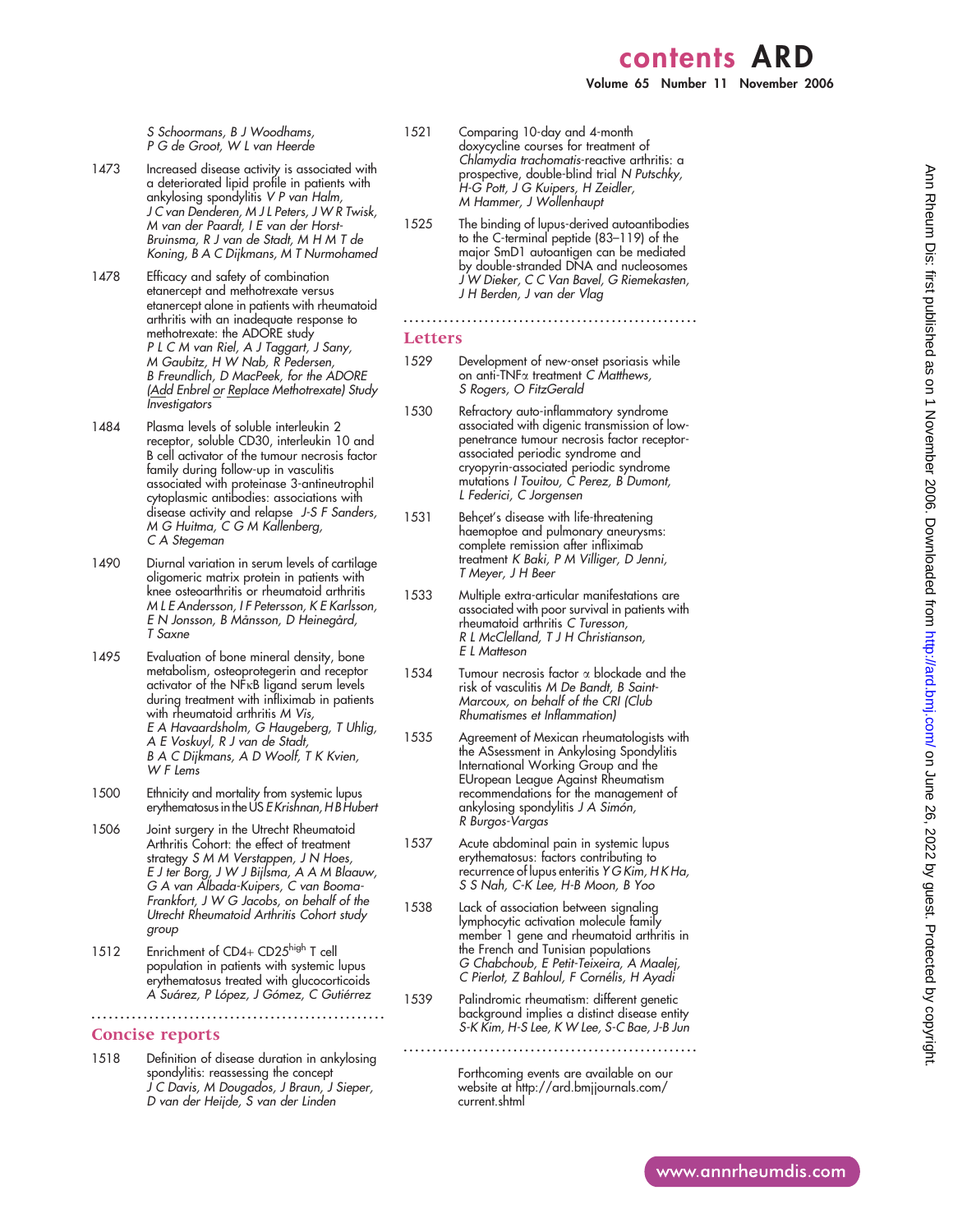S Schoormans, B J Woodhams, P G de Groot, W L van Heerde

1473 Increased disease activity is associated with a deteriorated lipid profile in patients with ankylosing spondylitis *V P van Halm, J C van Denderen, M J L Peters, J W R Twisk, M van der Paardt, I E van der Horst-Bruinsma, R J van de Stadt, M H M T de Koning, B A C Dijkmans, M T Nurmohamed*

1478 Efficacy and safety of combination etanercept and methotrexate versus etanercept alone in patients with rheumatoid arthritis with an inadequate response to methotrexate: the ADORE study *P L C M van Riel, A J Taggart, J Sany, M Gaubitz, H W Nab, R Pedersen, B Freundlich, D MacPeek, for the ADORE (Add Enbrel or Replace Methotrexate) Study Investigators*

1484 Plasma levels of soluble interleukin 2 receptor, soluble CD30, interleukin 10 and B cell activator of the tumour necrosis factor family during follow-up in vasculitis associated with proteinase 3-antineutrophil cytoplasmic antibodies: associations with disease activity and relapse *J-S F Sanders, M G Huitma, C G M Kallenberg, C A Stegeman*

1490 Diurnal variation in serum levels of cartilage oligomeric matrix protein in patients with knee osteoarthritis or rheumatoid arthritis *M L E Andersson, I F Petersson, K E Karlsson, E N Jonsson, B Månsson, D Heinegård, T Saxne*

1495 Evaluation of bone mineral density, bone metabolism, osteoprotegerin and receptor activator of the NFκB ligand serum levels during treatment with infliximab in patients with rheumatoid arthritis *M Vis, E A Havaardsholm, G Haugeberg, T Uhlig, A E Voskuyl, R J van de Stadt, B A C Dijkmans, A D Woolf, T K Kvien, W F Lems*

1500 Ethnicity and mortality from systemic lupus erythematosus in the US *E Krishnan, H B Hubert*

1506 Joint surgery in the Utrecht Rheumatoid Arthritis Cohort: the effect of treatment strategy *S M M Verstappen, J N Hoes, E J ter Borg, J W J Bijlsma, A A M Blaauw, G A van Albada-Kuipers, C van Booma-Frankfort, J W G Jacobs, on behalf of the Utrecht Rheumatoid Arthritis Cohort study group*

1512 Enrichment of CD4+ CD25$^{high}$ T cell population in patients with systemic lupus erythematosus treated with glucocorticoids *A Suárez, P López, J Gómez, C Gutiérrez*

## Concise reports

1518 Definition of disease duration in ankylosing spondylitis: reassessing the concept *J C Davis, M Dougados, J Braun, J Sieper, D van der Heijde, S van der Linden*

1521 Comparing 10-day and 4-month doxycycline courses for treatment of *Chlamydia trachomatis*-reactive arthritis: a prospective, double-blind trial *N Putschky, H-G Pott, J G Kuipers, H Zeidler, M Hammer, J Wollenhaupt*

1525 The binding of lupus-derived autoantibodies to the C-terminal peptide (83–119) of the major SmD1 autoantigen can be mediated by double-stranded DNA and nucleosomes *J W Dieker, C C Van Bavel, G Riemekasten, J H Berden, J van der Vlag*

## Letters

1529 Development of new-onset psoriasis while on anti-TNFα treatment *C Matthews, S Rogers, O FitzGerald*

1530 Refractory auto-inflammatory syndrome associated with digenic transmission of low-penetrance tumour necrosis factor receptor-associated periodic syndrome and cryopyrin-associated periodic syndrome mutations *I Touitou, C Perez, B Dumont, L Federici, C Jorgensen*

1531 Behçet's disease with life-threatening haemoptoe and pulmonary aneurysms: complete remission after infliximab treatment *K Baki, P M Villiger, D Jenni, T Meyer, J H Beer*

1533 Multiple extra-articular manifestations are associated with poor survival in patients with rheumatoid arthritis *C Turesson, R L McClelland, T J H Christianson, E L Matteson*

1534 Tumour necrosis factor α blockade and the risk of vasculitis *M De Bandt, B Saint-Marcoux, on behalf of the CRI (Club Rhumatismes et Inflammation)*

1535 Agreement of Mexican rheumatologists with the ASsessment in Ankylosing Spondylitis International Working Group and the EUropean League Against Rheumatism recommendations for the management of ankylosing spondylitis *J A Simón, R Burgos-Vargas*

1537 Acute abdominal pain in systemic lupus erythematosus: factors contributing to recurrence of lupus enteritis *Y G Kim, H K Ha, S S Nah, C-K Lee, H-B Moon, B Yoo*

1538 Lack of association between signaling lymphocytic activation molecule family member 1 gene and rheumatoid arthritis in the French and Tunisian populations *G Chabchoub, E Petit-Teixeira, A Maalej, C Pierlot, Z Bahloul, F Cornélis, H Ayadi*

1539 Palindromic rheumatism: different genetic background implies a distinct disease entity *S-K Kim, H-S Lee, K W Lee, S-C Bae, J-B Jun*

Forthcoming events are available on our website at http://ard.bmjjournals.com/current.shtml